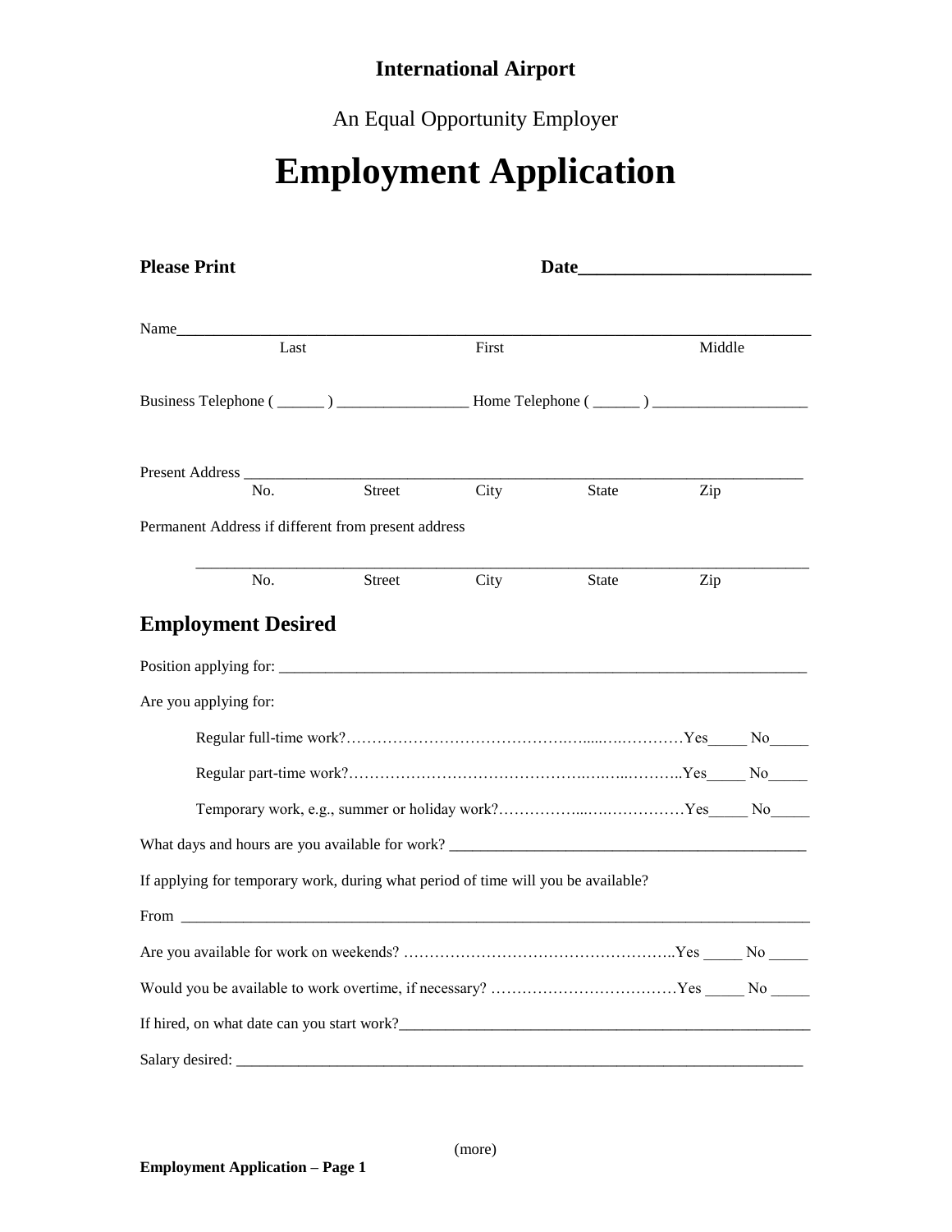**International Airport**

An Equal Opportunity Employer

# Employment Application

**Please Print** **Date**_________________________

Name___________________________________________________________________________
Last First Middle

Business Telephone ( ______ ) _________________ Home Telephone ( ______ ) ____________________

Present Address ______________________________________________________________________
No. Street City State Zip

Permanent Address if different from present address

______________________________________________________________________
No. Street City State Zip

## Employment Desired

Position applying for: _________________________________________________________________

Are you applying for:

Regular full-time work?……………………………………………………………Yes_____ No_____

Regular part-time work?……………………………………………………………Yes_____ No_____

Temporary work, e.g., summer or holiday work?……………………………………Yes_____ No_____

What days and hours are you available for work? _____________________________________________

If applying for temporary work, during what period of time will you be available?

From ___________________________________________________________________________

Are you available for work on weekends? ……………………………………………..Yes _____ No _____

Would you be available to work overtime, if necessary? ………………………………Yes _____ No _____

If hired, on what date can you start work?____________________________________________________

Salary desired: __________________________________________________________________________

(more)

**Employment Application – Page 1**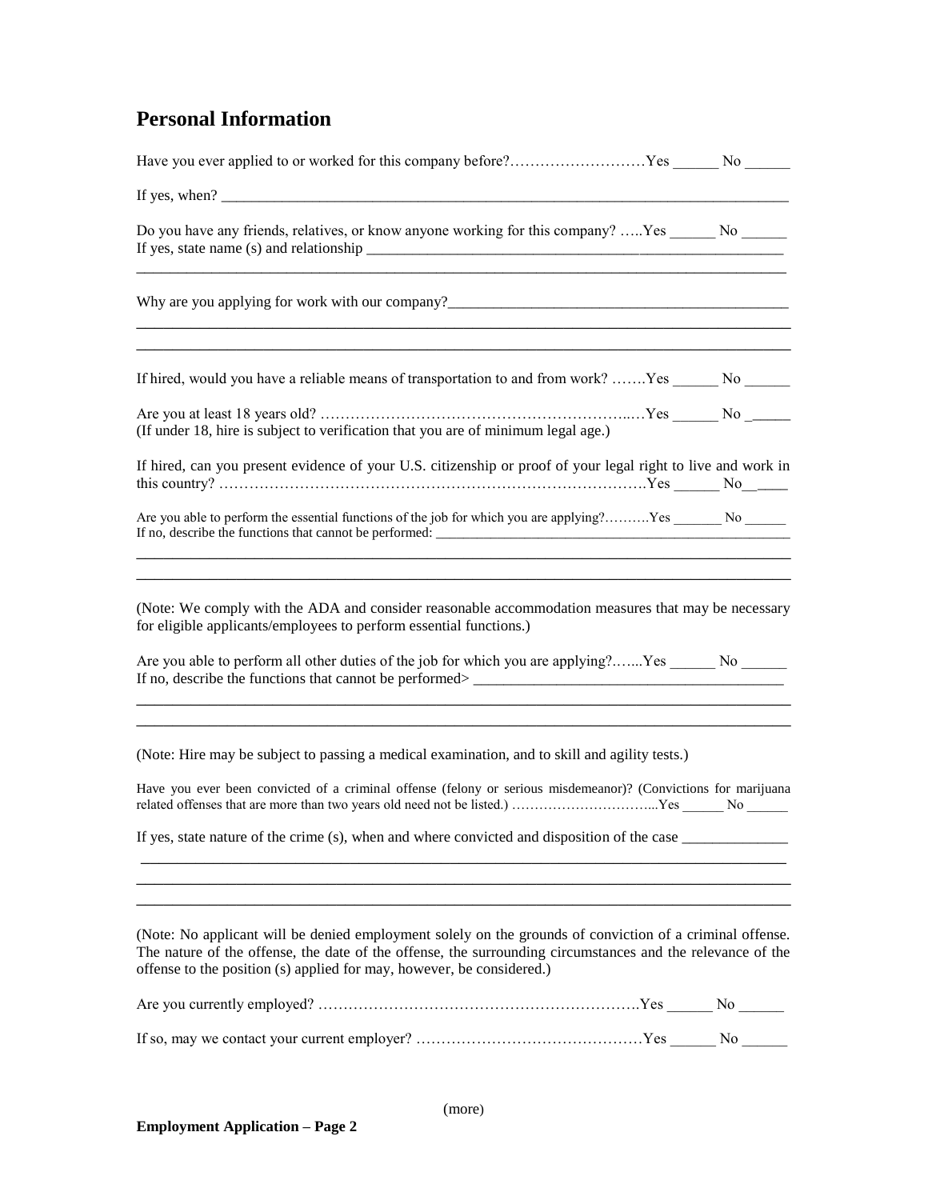## Personal Information

Have you ever applied to or worked for this company before?………………………Yes ______ No ______

If yes, when? ______________________________________________________________________________

Do you have any friends, relatives, or know anyone working for this company? …..Yes ______ No ______
If yes, state name (s) and relationship ____________________________________________________
______________________________________________________________________________________

Why are you applying for work with our company?___________________________________________
______________________________________________________________________________________
______________________________________________________________________________________

If hired, would you have a reliable means of transportation to and from work? …….Yes ______ No ______

Are you at least 18 years old? ……………………………………………………..…Yes ______ No _______
(If under 18, hire is subject to verification that you are of minimum legal age.)

If hired, can you present evidence of your U.S. citizenship or proof of your legal right to live and work in this country? ……………………………………………………………………………Yes ______ No______

Are you able to perform the essential functions of the job for which you are applying?……….Yes _______ No ______
If no, describe the functions that cannot be performed: _____________________________________________
______________________________________________________________________________________
______________________________________________________________________________________

(Note: We comply with the ADA and consider reasonable accommodation measures that may be necessary for eligible applicants/employees to perform essential functions.)

Are you able to perform all other duties of the job for which you are applying?…....Yes ______ No ______
If no, describe the functions that cannot be performed> ________________________________________
______________________________________________________________________________________
______________________________________________________________________________________

(Note: Hire may be subject to passing a medical examination, and to skill and agility tests.)

Have you ever been convicted of a criminal offense (felony or serious misdemeanor)? (Convictions for marijuana related offenses that are more than two years old need not be listed.) …………………………...Yes ______ No ______

If yes, state nature of the crime (s), when and where convicted and disposition of the case _____________
______________________________________________________________________________________
______________________________________________________________________________________
______________________________________________________________________________________

(Note: No applicant will be denied employment solely on the grounds of conviction of a criminal offense. The nature of the offense, the date of the offense, the surrounding circumstances and the relevance of the offense to the position (s) applied for may, however, be considered.)

Are you currently employed? ……………………………………………………….Yes ______ No ______

If so, may we contact your current employer? ………………………………………Yes ______ No ______

(more)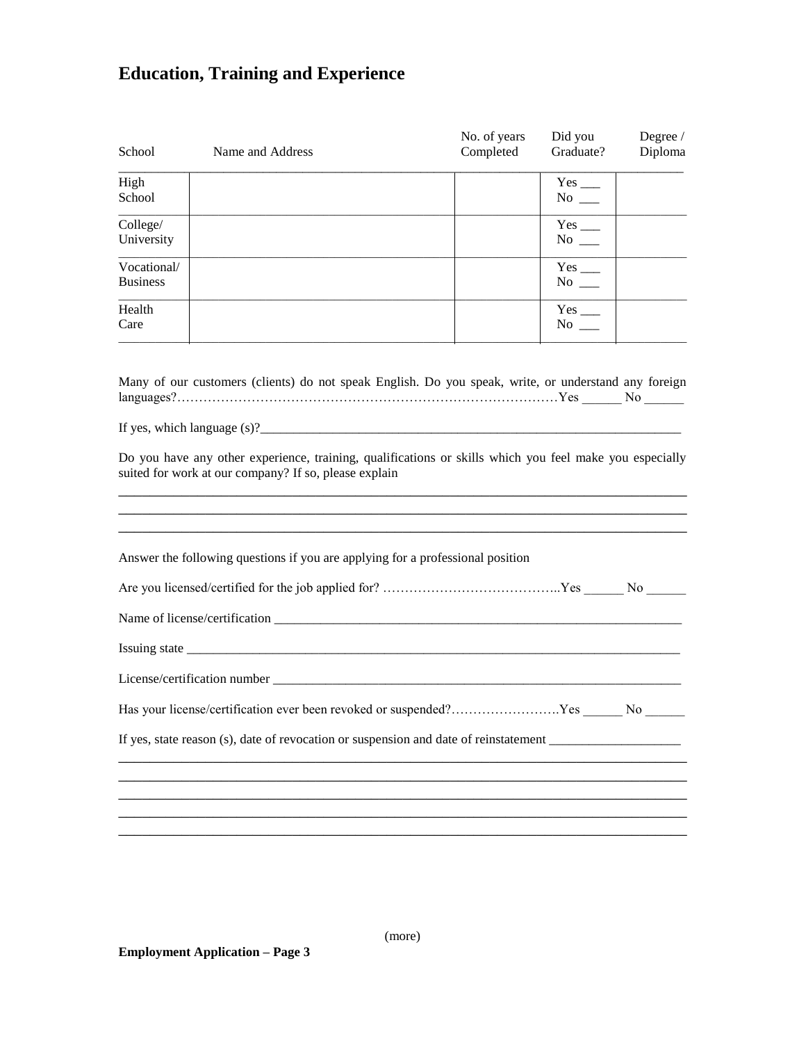# Education, Training and Experience

| School | Name and Address | No. of years Completed | Did you Graduate? | Degree / Diploma |
|---|---|---|---|---|
| High School | | | Yes ___ No ___ | |
| College/ University | | | Yes ___ No ___ | |
| Vocational/ Business | | | Yes ___ No ___ | |
| Health Care | | | Yes ___ No ___ | |

Many of our customers (clients) do not speak English. Do you speak, write, or understand any foreign languages?………………………………………………………………………………Yes ______ No ______

If yes, which language (s)?_________________________________________________________________

Do you have any other experience, training, qualifications or skills which you feel make you especially suited for work at our company? If so, please explain

___________________________________________________________________________________

___________________________________________________________________________________

___________________________________________________________________________________

Answer the following questions if you are applying for a professional position

Are you licensed/certified for the job applied for? …………………………………..Yes ______ No ______

Name of license/certification _____________________________________________________________

Issuing state ___________________________________________________________________________

License/certification number ______________________________________________________________

Has your license/certification ever been revoked or suspended?…………………….Yes ______ No ______

If yes, state reason (s), date of revocation or suspension and date of reinstatement ___________________

___________________________________________________________________________________

___________________________________________________________________________________

___________________________________________________________________________________

___________________________________________________________________________________

___________________________________________________________________________________

(more)

**Employment Application – Page 3**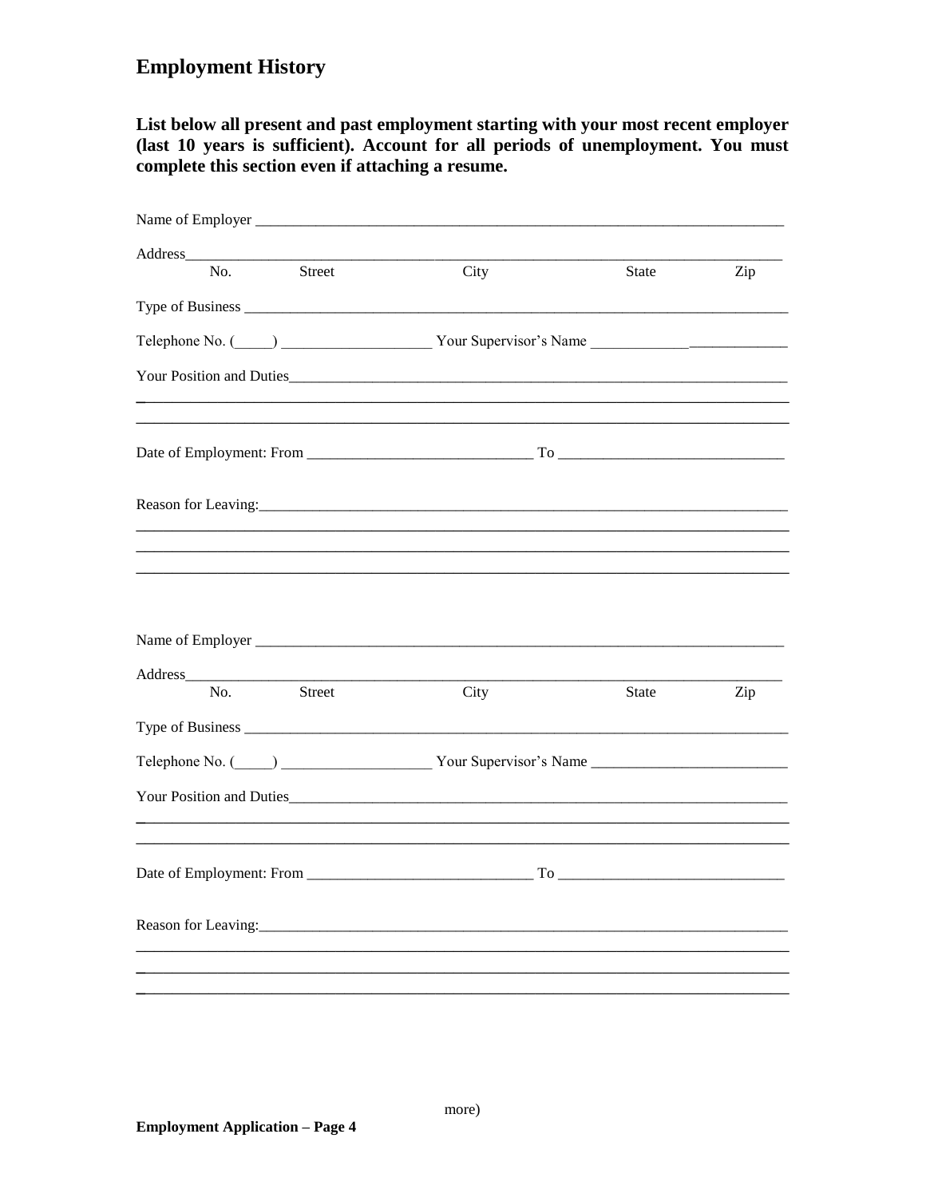## Employment History

**List below all present and past employment starting with your most recent employer (last 10 years is sufficient). Account for all periods of unemployment. You must complete this section even if attaching a resume.**

Name of Employer ___________________________________________________________________

Address_________________________________________________________________________
No. Street City State Zip

Type of Business _____________________________________________________________________

Telephone No. (_____) ___________________ Your Supervisor's Name _____________ _____________

Your Position and Duties_______________________________________________________________

___________________________________________________________________________________

___________________________________________________________________________________

Date of Employment: From _____________________________ To _____________________________

Reason for Leaving:___________________________________________________________________

___________________________________________________________________________________

___________________________________________________________________________________

___________________________________________________________________________________

Name of Employer ___________________________________________________________________

Address_________________________________________________________________________
No. Street City State Zip

Type of Business _____________________________________________________________________

Telephone No. (_____) ___________________ Your Supervisor's Name _________________________

Your Position and Duties_______________________________________________________________

___________________________________________________________________________________

___________________________________________________________________________________

Date of Employment: From _____________________________ To _____________________________

Reason for Leaving:___________________________________________________________________

___________________________________________________________________________________

___________________________________________________________________________________

___________________________________________________________________________________

more)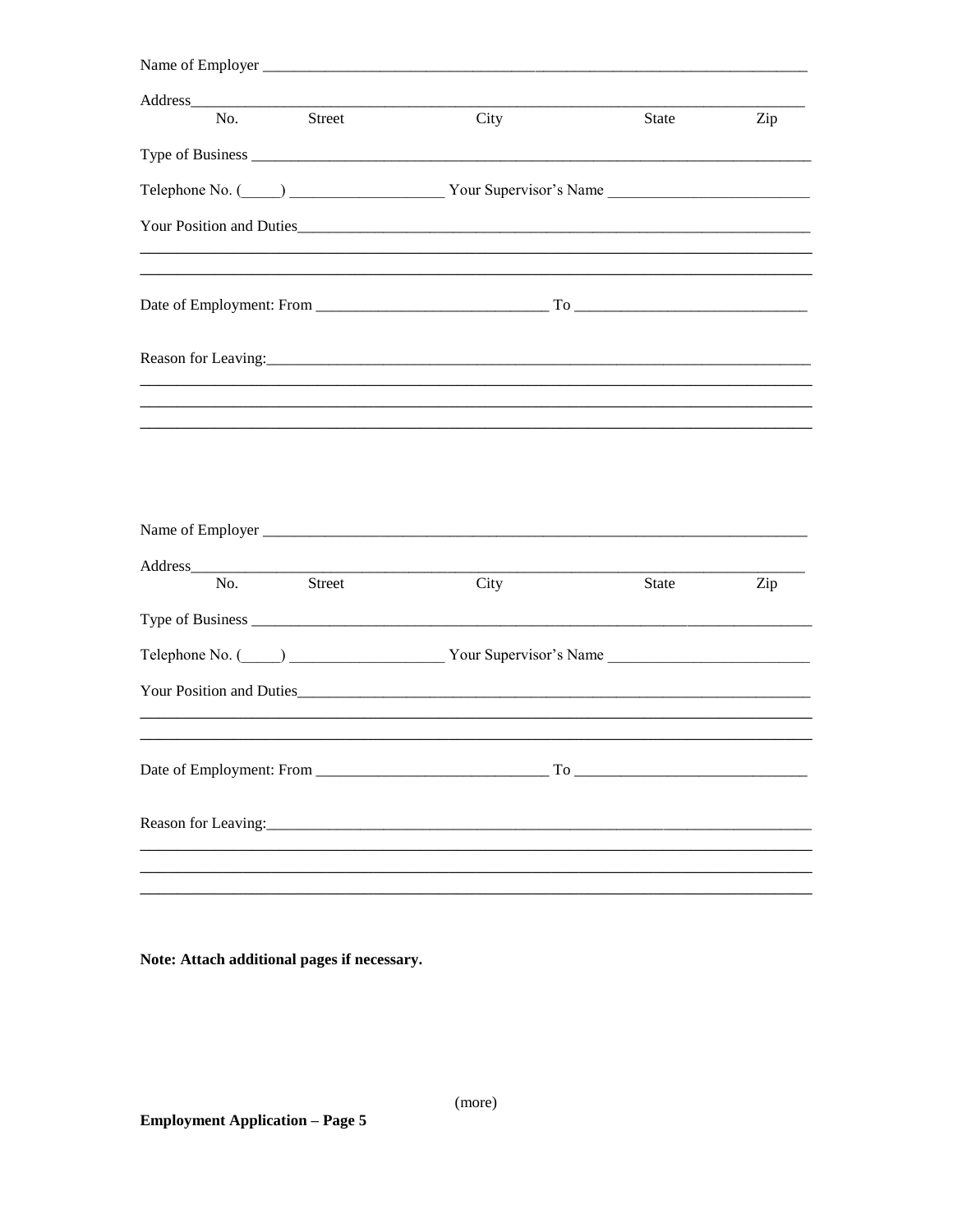Name of Employer ________________________________________________________________________

Address__________________________________________________________________________________
No. Street City State Zip

Type of Business ________________________________________________________________________

Telephone No. (_____) ___________________ Your Supervisor's Name _________________________

Your Position and Duties__________________________________________________________________
_________________________________________________________________________________________
_________________________________________________________________________________________

Date of Employment: From ____________________________ To ____________________________

Reason for Leaving:______________________________________________________________________
_________________________________________________________________________________________
_________________________________________________________________________________________
_________________________________________________________________________________________

Name of Employer ________________________________________________________________________

Address__________________________________________________________________________________
No. Street City State Zip

Type of Business ________________________________________________________________________

Telephone No. (_____) ___________________ Your Supervisor's Name _________________________

Your Position and Duties__________________________________________________________________
_________________________________________________________________________________________
_________________________________________________________________________________________

Date of Employment: From ____________________________ To ____________________________

Reason for Leaving:______________________________________________________________________
_________________________________________________________________________________________
_________________________________________________________________________________________
_________________________________________________________________________________________

**Note: Attach additional pages if necessary.**

(more)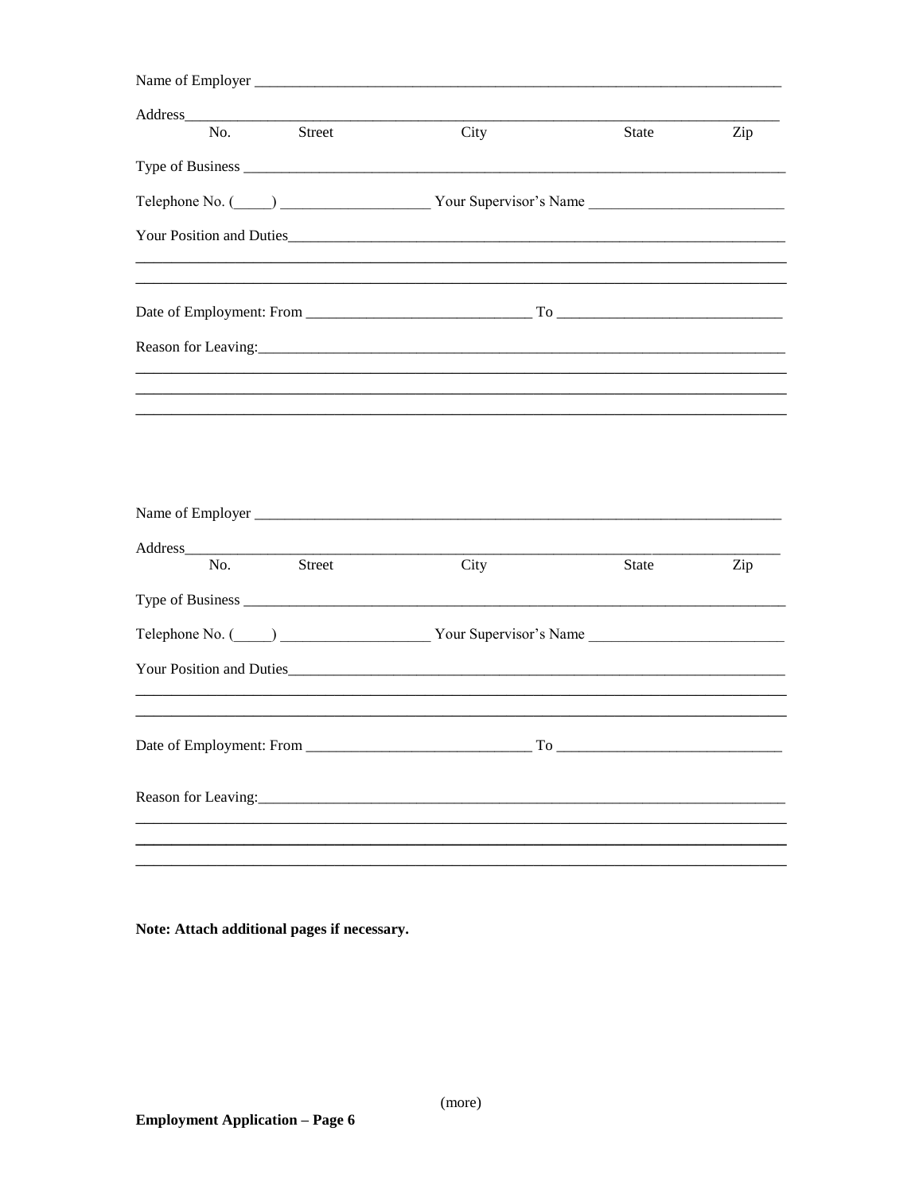Name of Employer ___________________________________________________________________________

Address_____________________________________________________________________________________
No.    Street    City    State    Zip

Type of Business ___________________________________________________________________________

Telephone No. (_____) ____________________ Your Supervisor's Name __________________________

Your Position and Duties____________________________________________________________________

____________________________________________________________________________________________

____________________________________________________________________________________________

Date of Employment: From ______________________________ To ______________________________

Reason for Leaving:_________________________________________________________________________

____________________________________________________________________________________________

____________________________________________________________________________________________

____________________________________________________________________________________________

Name of Employer ___________________________________________________________________________

Address_____________________________________________________________________________________
No.    Street    City    State    Zip

Type of Business ___________________________________________________________________________

Telephone No. (_____) ____________________ Your Supervisor's Name __________________________

Your Position and Duties____________________________________________________________________

____________________________________________________________________________________________

____________________________________________________________________________________________

Date of Employment: From ______________________________ To ______________________________

Reason for Leaving:_________________________________________________________________________

____________________________________________________________________________________________

____________________________________________________________________________________________

____________________________________________________________________________________________

**Note: Attach additional pages if necessary.**

(more)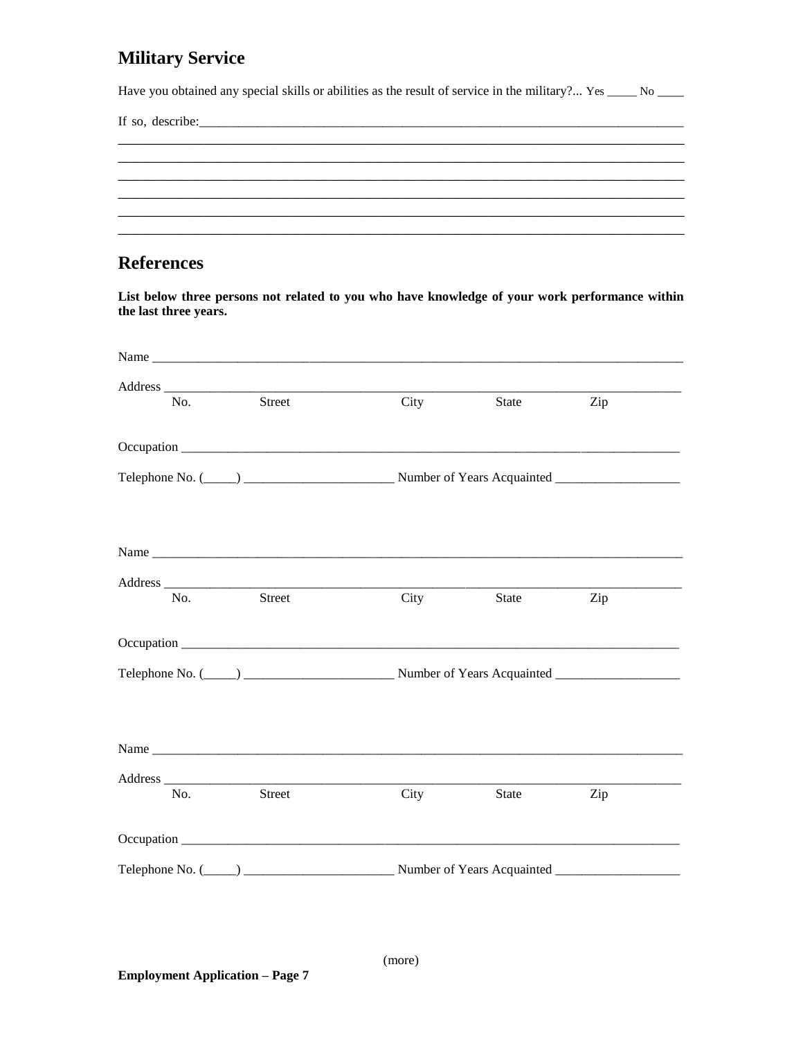## Military Service

Have you obtained any special skills or abilities as the result of service in the military?... Yes _____ No _____

If so, describe:______________________________________________________________________________

______________________________________________________________________________

______________________________________________________________________________

______________________________________________________________________________

______________________________________________________________________________

______________________________________________________________________________

## References

**List below three persons not related to you who have knowledge of your work performance within the last three years.**

Name ______________________________________________________________________________

Address ____________________________________________________________________________
No. Street City State Zip

Occupation _________________________________________________________________________

Telephone No. (_____) ______________________ Number of Years Acquainted ___________________

Name ______________________________________________________________________________

Address ____________________________________________________________________________
No. Street City State Zip

Occupation _________________________________________________________________________

Telephone No. (_____) ______________________ Number of Years Acquainted ___________________

Name ______________________________________________________________________________

Address ____________________________________________________________________________
No. Street City State Zip

Occupation _________________________________________________________________________

Telephone No. (_____) ______________________ Number of Years Acquainted ___________________

(more)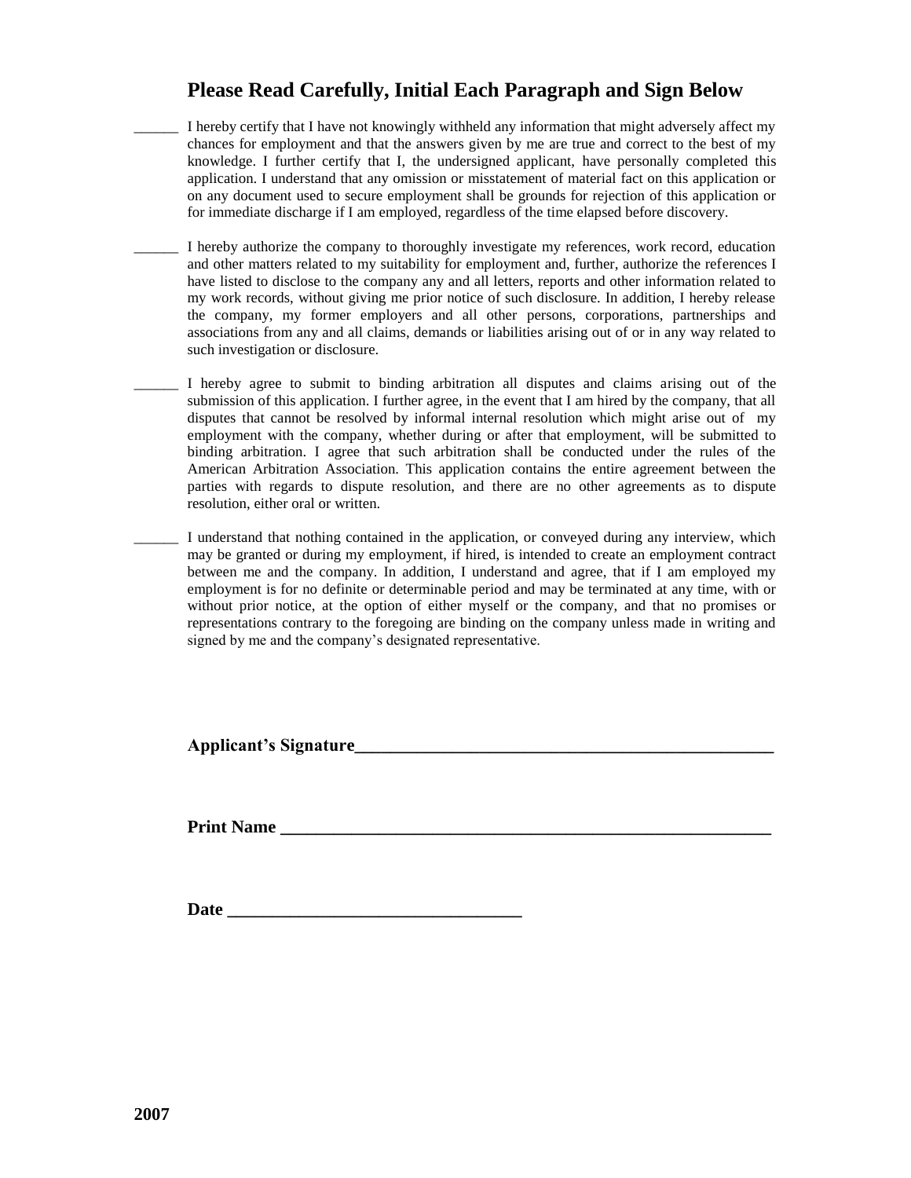## Please Read Carefully, Initial Each Paragraph and Sign Below

______ I hereby certify that I have not knowingly withheld any information that might adversely affect my chances for employment and that the answers given by me are true and correct to the best of my knowledge. I further certify that I, the undersigned applicant, have personally completed this application. I understand that any omission or misstatement of material fact on this application or on any document used to secure employment shall be grounds for rejection of this application or for immediate discharge if I am employed, regardless of the time elapsed before discovery.

______ I hereby authorize the company to thoroughly investigate my references, work record, education and other matters related to my suitability for employment and, further, authorize the references I have listed to disclose to the company any and all letters, reports and other information related to my work records, without giving me prior notice of such disclosure. In addition, I hereby release the company, my former employers and all other persons, corporations, partnerships and associations from any and all claims, demands or liabilities arising out of or in any way related to such investigation or disclosure.

______ I hereby agree to submit to binding arbitration all disputes and claims arising out of the submission of this application. I further agree, in the event that I am hired by the company, that all disputes that cannot be resolved by informal internal resolution which might arise out of my employment with the company, whether during or after that employment, will be submitted to binding arbitration. I agree that such arbitration shall be conducted under the rules of the American Arbitration Association. This application contains the entire agreement between the parties with regards to dispute resolution, and there are no other agreements as to dispute resolution, either oral or written.

______ I understand that nothing contained in the application, or conveyed during any interview, which may be granted or during my employment, if hired, is intended to create an employment contract between me and the company. In addition, I understand and agree, that if I am employed my employment is for no definite or determinable period and may be terminated at any time, with or without prior notice, at the option of either myself or the company, and that no promises or representations contrary to the foregoing are binding on the company unless made in writing and signed by me and the company's designated representative.

**Applicant's Signature**__________________________________________________

**Print Name** __________________________________________________________

**Date** __________________________________

**2007**